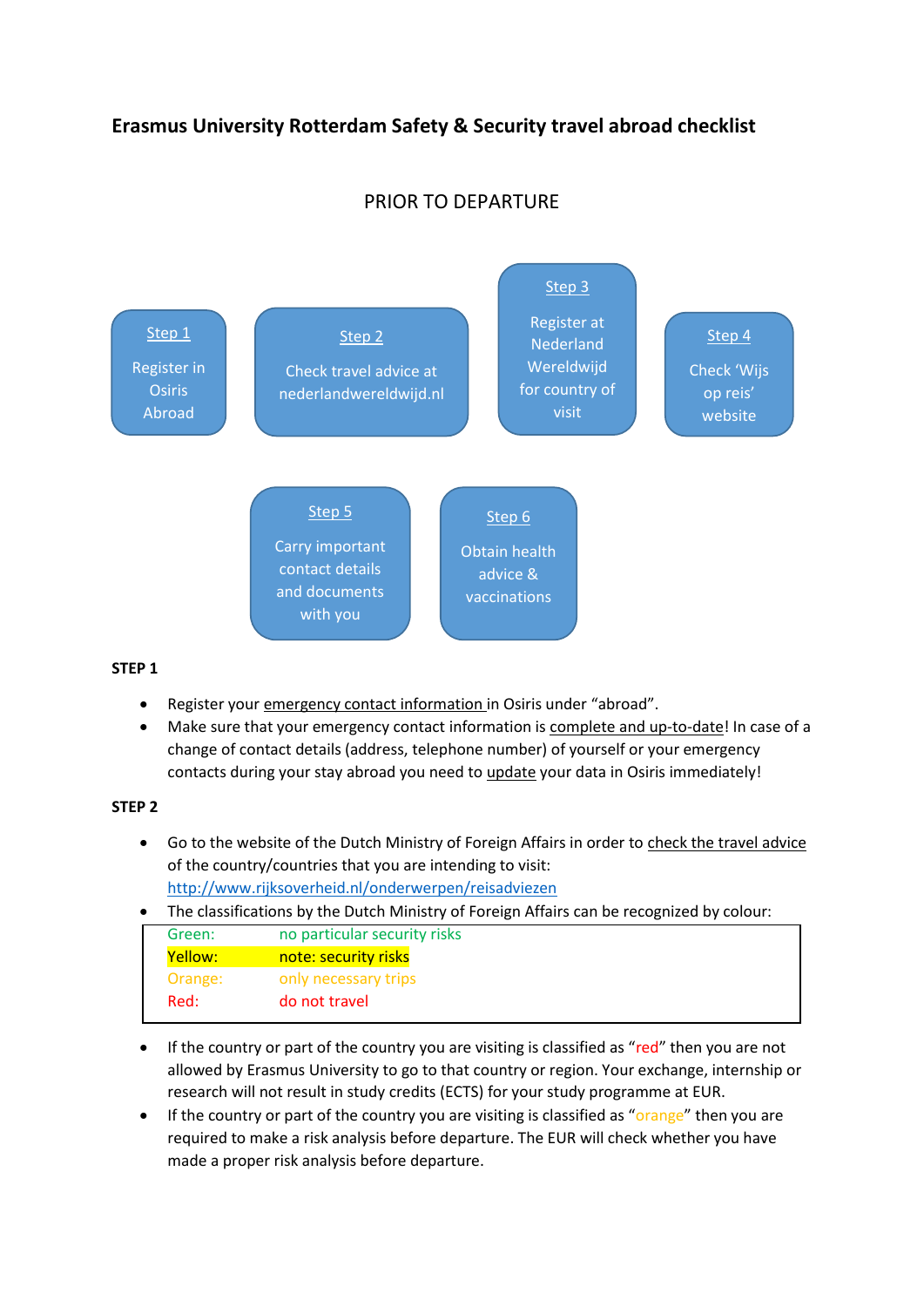# Erasmus University Rotterdam Safety & Security travel abroad checklist

## PRIOR TO DEPARTURE

**Step 1**
Register in Osiris Abroad

**Step 2**
Check travel advice at nederlandwereldwijd.nl

**Step 3**
Register at Nederland Wereldwijd for country of visit

**Step 4**
Check 'Wijs op reis' website

**Step 5**
Carry important contact details and documents with you

**Step 6**
Obtain health advice & vaccinations

### STEP 1

- Register your emergency contact information in Osiris under "abroad".
- Make sure that your emergency contact information is complete and up-to-date! In case of a change of contact details (address, telephone number) of yourself or your emergency contacts during your stay abroad you need to update your data in Osiris immediately!

### STEP 2

- Go to the website of the Dutch Ministry of Foreign Affairs in order to check the travel advice of the country/countries that you are intending to visit: http://www.rijksoverheid.nl/onderwerpen/reisadviezen
- The classifications by the Dutch Ministry of Foreign Affairs can be recognized by colour:

| | |
|---|---|
| Green: | no particular security risks |
| Yellow: | note: security risks |
| Orange: | only necessary trips |
| Red: | do not travel |

- If the country or part of the country you are visiting is classified as "red" then you are not allowed by Erasmus University to go to that country or region. Your exchange, internship or research will not result in study credits (ECTS) for your study programme at EUR.
- If the country or part of the country you are visiting is classified as "orange" then you are required to make a risk analysis before departure. The EUR will check whether you have made a proper risk analysis before departure.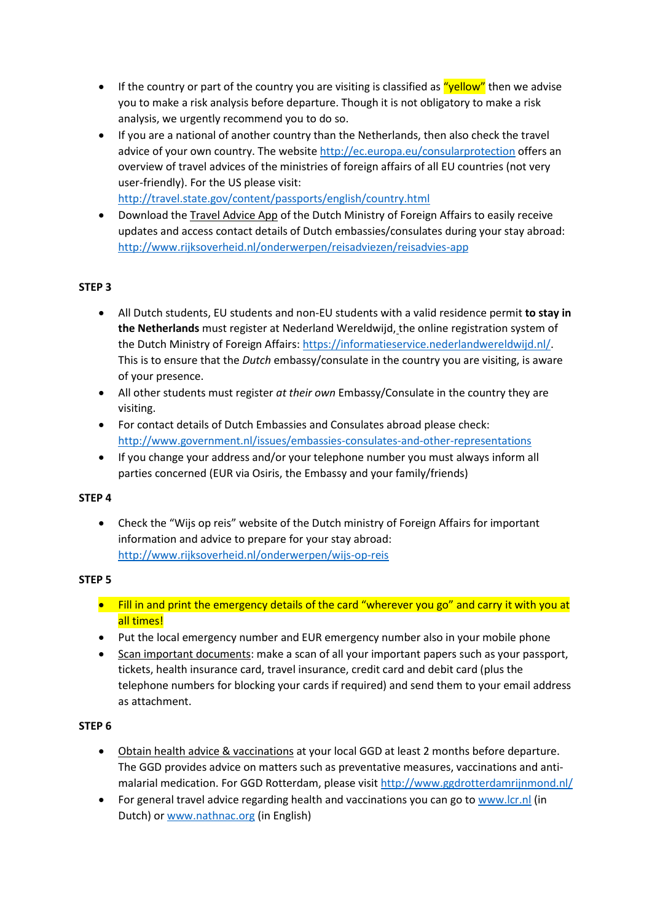- If the country or part of the country you are visiting is classified as "yellow" then we advise you to make a risk analysis before departure. Though it is not obligatory to make a risk analysis, we urgently recommend you to do so.
- If you are a national of another country than the Netherlands, then also check the travel advice of your own country. The website http://ec.europa.eu/consularprotection offers an overview of travel advices of the ministries of foreign affairs of all EU countries (not very user-friendly). For the US please visit: http://travel.state.gov/content/passports/english/country.html
- Download the Travel Advice App of the Dutch Ministry of Foreign Affairs to easily receive updates and access contact details of Dutch embassies/consulates during your stay abroad: http://www.rijksoverheid.nl/onderwerpen/reisadviezen/reisadvies-app

**STEP 3**

- All Dutch students, EU students and non-EU students with a valid residence permit **to stay in the Netherlands** must register at Nederland Wereldwijd, the online registration system of the Dutch Ministry of Foreign Affairs: https://informatieservice.nederlandwereldwijd.nl/. This is to ensure that the *Dutch* embassy/consulate in the country you are visiting, is aware of your presence.
- All other students must register *at their own* Embassy/Consulate in the country they are visiting.
- For contact details of Dutch Embassies and Consulates abroad please check: http://www.government.nl/issues/embassies-consulates-and-other-representations
- If you change your address and/or your telephone number you must always inform all parties concerned (EUR via Osiris, the Embassy and your family/friends)

**STEP 4**

- Check the "Wijs op reis" website of the Dutch ministry of Foreign Affairs for important information and advice to prepare for your stay abroad: http://www.rijksoverheid.nl/onderwerpen/wijs-op-reis

**STEP 5**

- Fill in and print the emergency details of the card "wherever you go" and carry it with you at all times!
- Put the local emergency number and EUR emergency number also in your mobile phone
- Scan important documents: make a scan of all your important papers such as your passport, tickets, health insurance card, travel insurance, credit card and debit card (plus the telephone numbers for blocking your cards if required) and send them to your email address as attachment.

**STEP 6**

- Obtain health advice & vaccinations at your local GGD at least 2 months before departure. The GGD provides advice on matters such as preventative measures, vaccinations and anti-malarial medication. For GGD Rotterdam, please visit http://www.ggdrotterdamrijnmond.nl/
- For general travel advice regarding health and vaccinations you can go to www.lcr.nl (in Dutch) or www.nathnac.org (in English)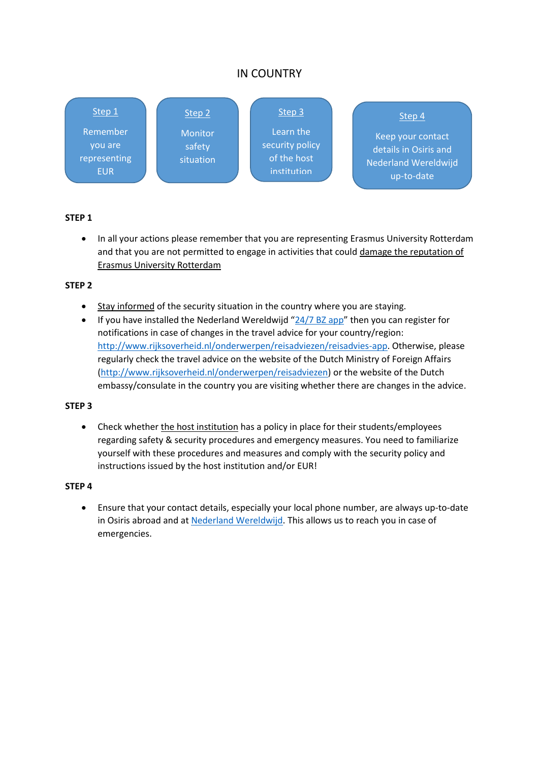# IN COUNTRY

| Step 1 | Step 2 | Step 3 | Step 4 |
| --- | --- | --- | --- |
| Remember you are representing EUR | Monitor safety situation | Learn the security policy of the host institution | Keep your contact details in Osiris and Nederland Wereldwijd up-to-date |

**STEP 1**

- In all your actions please remember that you are representing Erasmus University Rotterdam and that you are not permitted to engage in activities that could damage the reputation of Erasmus University Rotterdam

**STEP 2**

- Stay informed of the security situation in the country where you are staying.
- If you have installed the Nederland Wereldwijd "24/7 BZ app" then you can register for notifications in case of changes in the travel advice for your country/region: http://www.rijksoverheid.nl/onderwerpen/reisadviezen/reisadvies-app. Otherwise, please regularly check the travel advice on the website of the Dutch Ministry of Foreign Affairs (http://www.rijksoverheid.nl/onderwerpen/reisadviezen) or the website of the Dutch embassy/consulate in the country you are visiting whether there are changes in the advice.

**STEP 3**

- Check whether the host institution has a policy in place for their students/employees regarding safety & security procedures and emergency measures. You need to familiarize yourself with these procedures and measures and comply with the security policy and instructions issued by the host institution and/or EUR!

**STEP 4**

- Ensure that your contact details, especially your local phone number, are always up-to-date in Osiris abroad and at Nederland Wereldwijd. This allows us to reach you in case of emergencies.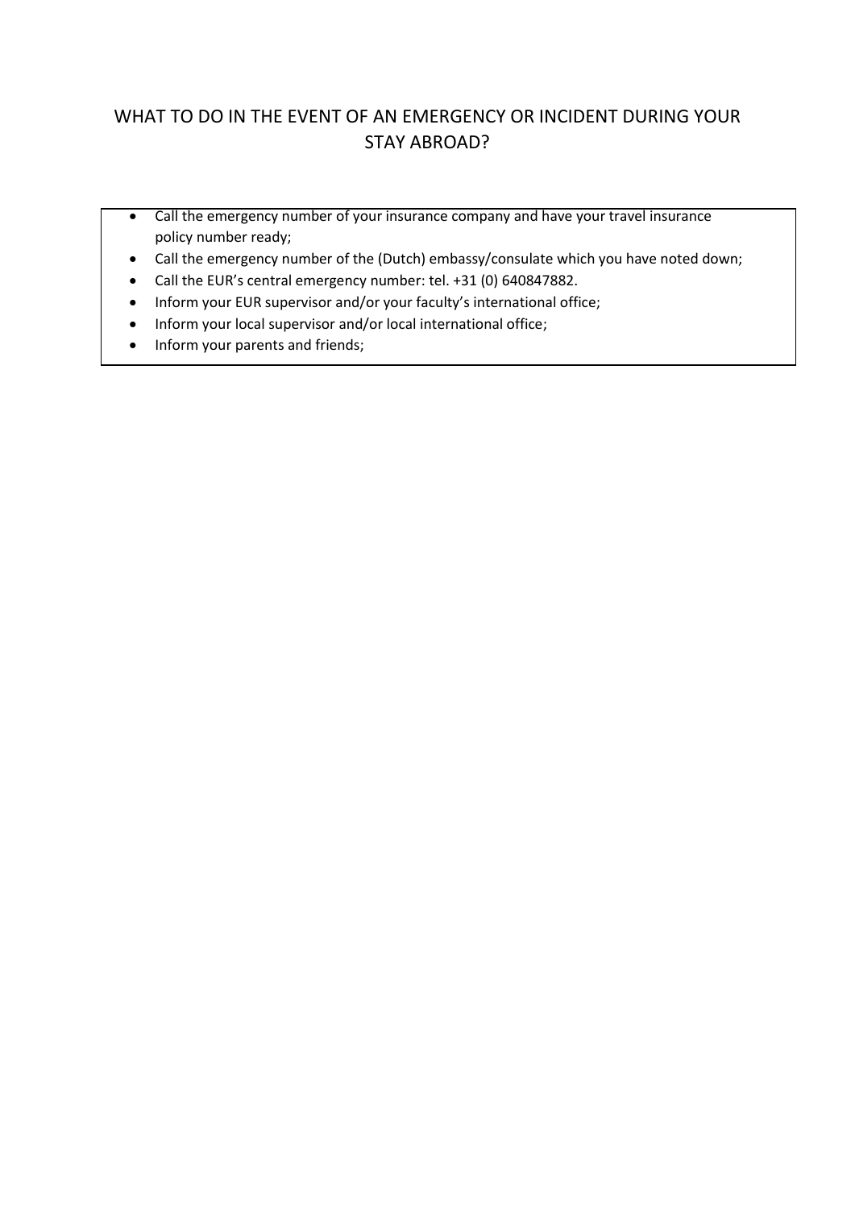## WHAT TO DO IN THE EVENT OF AN EMERGENCY OR INCIDENT DURING YOUR STAY ABROAD?

- Call the emergency number of your insurance company and have your travel insurance policy number ready;
- Call the emergency number of the (Dutch) embassy/consulate which you have noted down;
- Call the EUR's central emergency number: tel. +31 (0) 640847882.
- Inform your EUR supervisor and/or your faculty's international office;
- Inform your local supervisor and/or local international office;
- Inform your parents and friends;